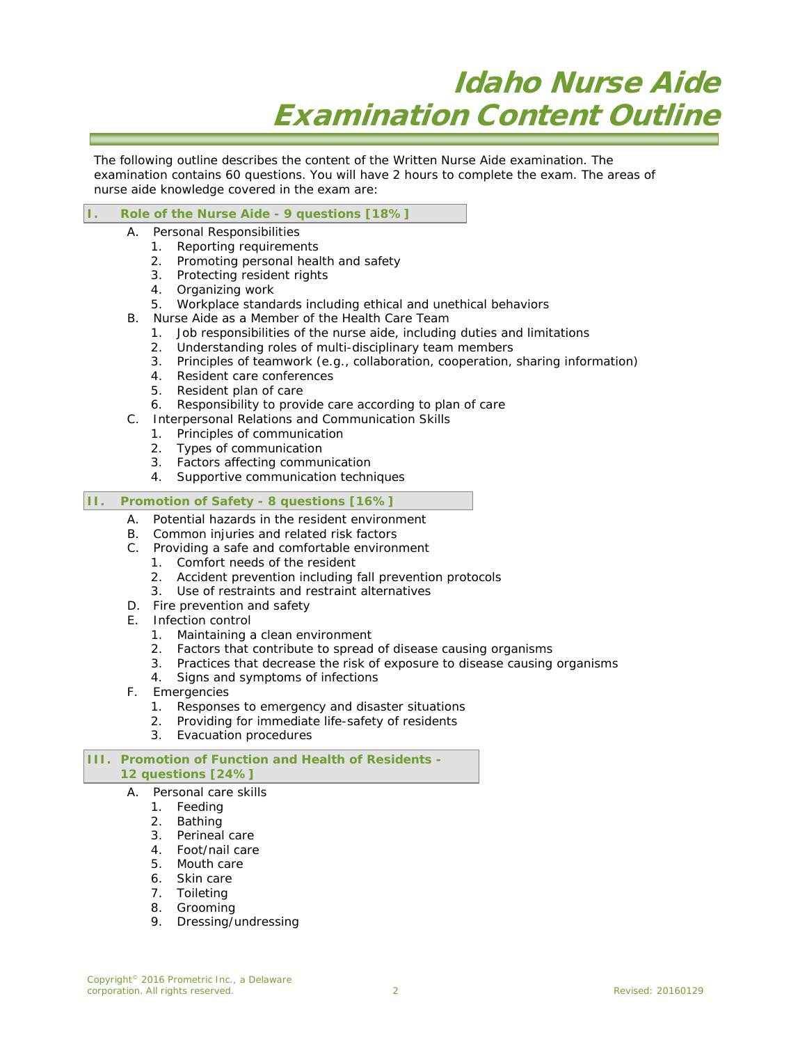# Idaho Nurse Aide Examination Content Outline

The following outline describes the content of the Written Nurse Aide examination. The examination contains 60 questions. You will have 2 hours to complete the exam. The areas of nurse aide knowledge covered in the exam are:

## I. Role of the Nurse Aide - 9 questions [18%]

- A. Personal Responsibilities
  1. Reporting requirements
  2. Promoting personal health and safety
  3. Protecting resident rights
  4. Organizing work
  5. Workplace standards including ethical and unethical behaviors
- B. Nurse Aide as a Member of the Health Care Team
  1. Job responsibilities of the nurse aide, including duties and limitations
  2. Understanding roles of multi-disciplinary team members
  3. Principles of teamwork (e.g., collaboration, cooperation, sharing information)
  4. Resident care conferences
  5. Resident plan of care
  6. Responsibility to provide care according to plan of care
- C. Interpersonal Relations and Communication Skills
  1. Principles of communication
  2. Types of communication
  3. Factors affecting communication
  4. Supportive communication techniques

## II. Promotion of Safety - 8 questions [16%]

- A. Potential hazards in the resident environment
- B. Common injuries and related risk factors
- C. Providing a safe and comfortable environment
  1. Comfort needs of the resident
  2. Accident prevention including fall prevention protocols
  3. Use of restraints and restraint alternatives
- D. Fire prevention and safety
- E. Infection control
  1. Maintaining a clean environment
  2. Factors that contribute to spread of disease causing organisms
  3. Practices that decrease the risk of exposure to disease causing organisms
  4. Signs and symptoms of infections
- F. Emergencies
  1. Responses to emergency and disaster situations
  2. Providing for immediate life-safety of residents
  3. Evacuation procedures

## III. Promotion of Function and Health of Residents - 12 questions [24%]

- A. Personal care skills
  1. Feeding
  2. Bathing
  3. Perineal care
  4. Foot/nail care
  5. Mouth care
  6. Skin care
  7. Toileting
  8. Grooming
  9. Dressing/undressing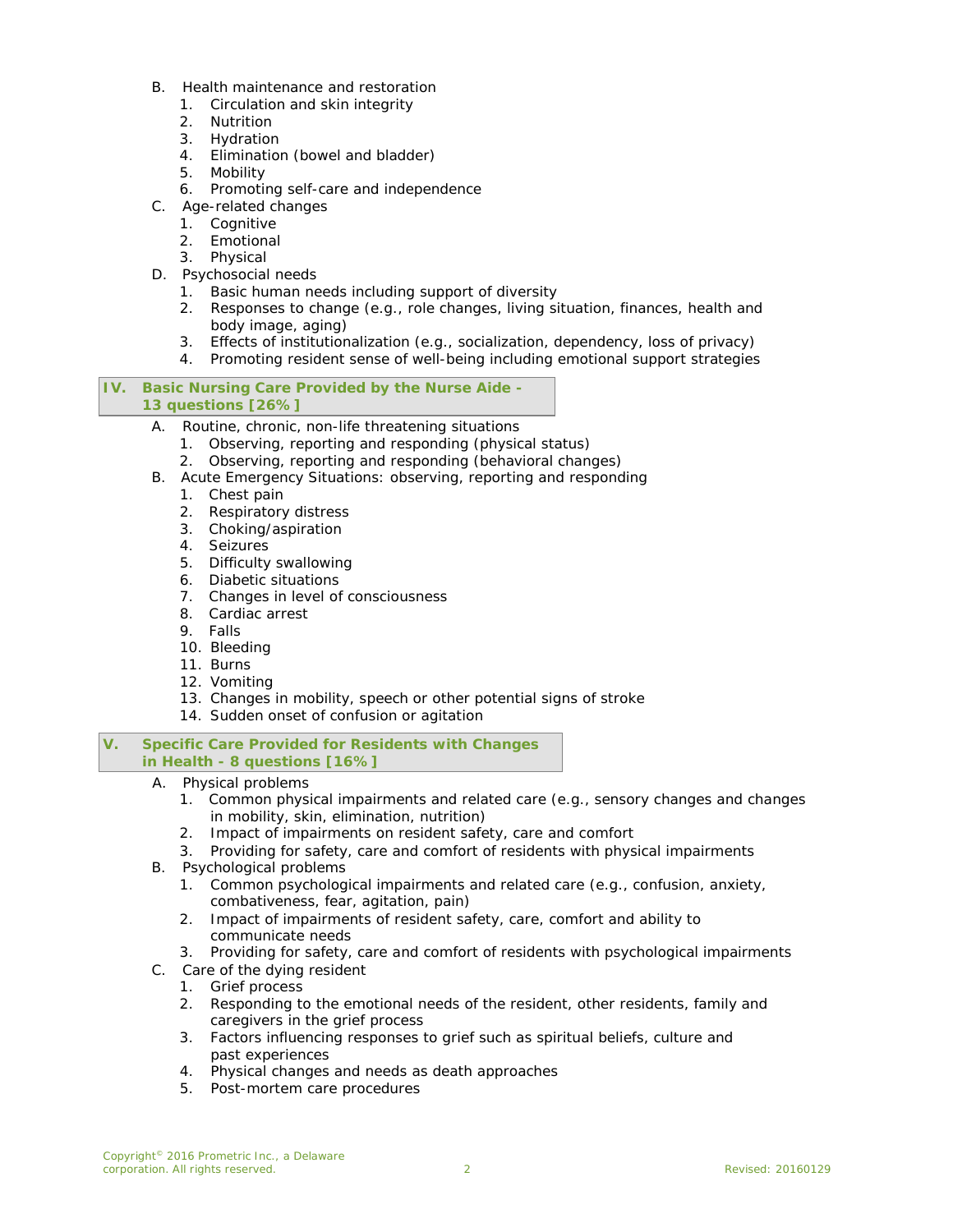B. Health maintenance and restoration
   1. Circulation and skin integrity
   2. Nutrition
   3. Hydration
   4. Elimination (bowel and bladder)
   5. Mobility
   6. Promoting self-care and independence

C. Age-related changes
   1. Cognitive
   2. Emotional
   3. Physical

D. Psychosocial needs
   1. Basic human needs including support of diversity
   2. Responses to change (e.g., role changes, living situation, finances, health and body image, aging)
   3. Effects of institutionalization (e.g., socialization, dependency, loss of privacy)
   4. Promoting resident sense of well-being including emotional support strategies

## IV. Basic Nursing Care Provided by the Nurse Aide - 13 questions [26%]

A. Routine, chronic, non-life threatening situations
   1. Observing, reporting and responding (physical status)
   2. Observing, reporting and responding (behavioral changes)

B. Acute Emergency Situations: observing, reporting and responding
   1. Chest pain
   2. Respiratory distress
   3. Choking/aspiration
   4. Seizures
   5. Difficulty swallowing
   6. Diabetic situations
   7. Changes in level of consciousness
   8. Cardiac arrest
   9. Falls
   10. Bleeding
   11. Burns
   12. Vomiting
   13. Changes in mobility, speech or other potential signs of stroke
   14. Sudden onset of confusion or agitation

## V. Specific Care Provided for Residents with Changes in Health - 8 questions [16%]

A. Physical problems
   1. Common physical impairments and related care (e.g., sensory changes and changes in mobility, skin, elimination, nutrition)
   2. Impact of impairments on resident safety, care and comfort
   3. Providing for safety, care and comfort of residents with physical impairments

B. Psychological problems
   1. Common psychological impairments and related care (e.g., confusion, anxiety, combativeness, fear, agitation, pain)
   2. Impact of impairments of resident safety, care, comfort and ability to communicate needs
   3. Providing for safety, care and comfort of residents with psychological impairments

C. Care of the dying resident
   1. Grief process
   2. Responding to the emotional needs of the resident, other residents, family and caregivers in the grief process
   3. Factors influencing responses to grief such as spiritual beliefs, culture and past experiences
   4. Physical changes and needs as death approaches
   5. Post-mortem care procedures